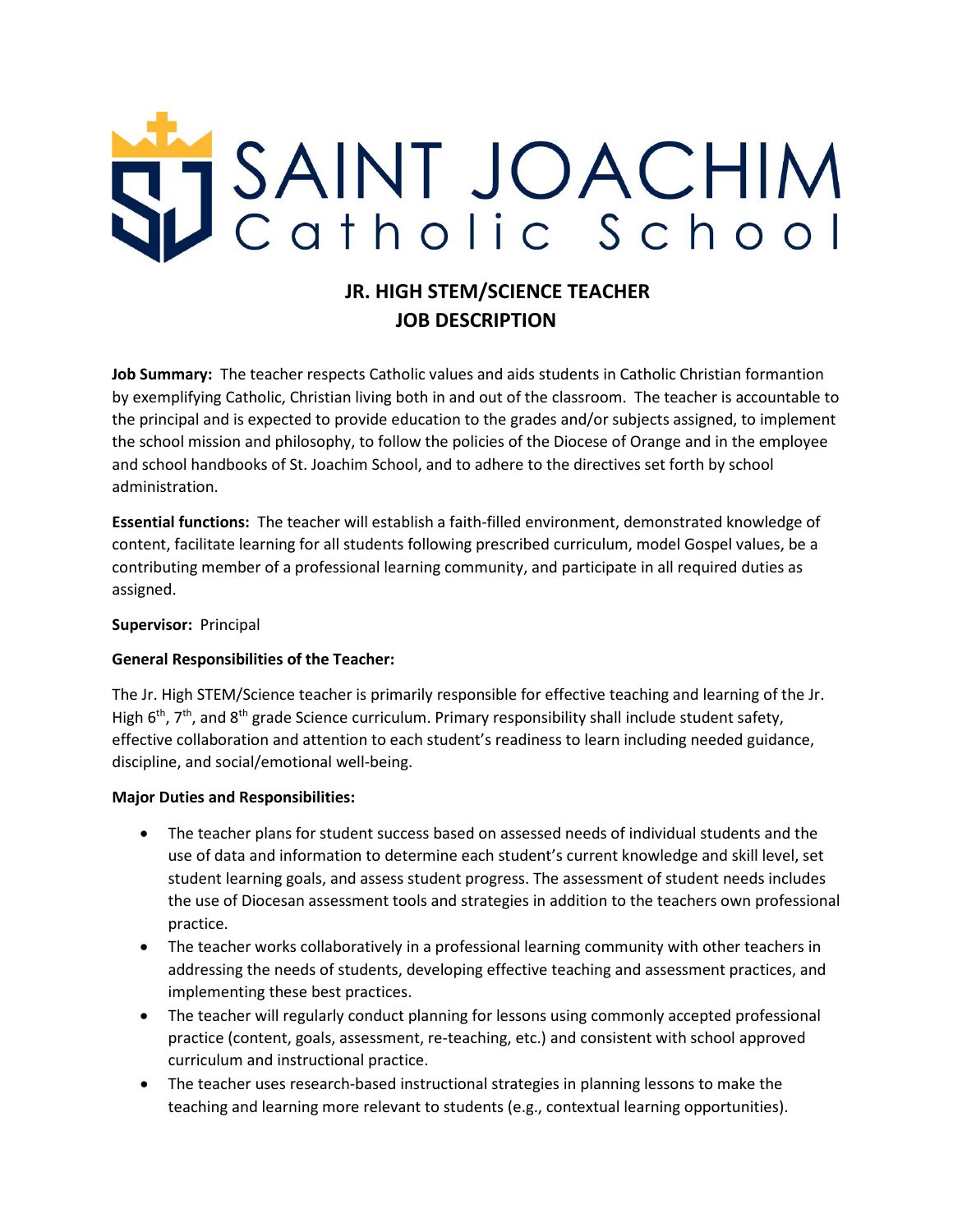# SAINT JOACHIM Catholic School

## JR. HIGH STEM/SCIENCE TEACHER JOB DESCRIPTION

**Job Summary:** The teacher respects Catholic values and aids students in Catholic Christian formantion by exemplifying Catholic, Christian living both in and out of the classroom. The teacher is accountable to the principal and is expected to provide education to the grades and/or subjects assigned, to implement the school mission and philosophy, to follow the policies of the Diocese of Orange and in the employee and school handbooks of St. Joachim School, and to adhere to the directives set forth by school administration.

**Essential functions:** The teacher will establish a faith-filled environment, demonstrated knowledge of content, facilitate learning for all students following prescribed curriculum, model Gospel values, be a contributing member of a professional learning community, and participate in all required duties as assigned.

**Supervisor:** Principal

**General Responsibilities of the Teacher:**

The Jr. High STEM/Science teacher is primarily responsible for effective teaching and learning of the Jr. High 6th, 7th, and 8th grade Science curriculum. Primary responsibility shall include student safety, effective collaboration and attention to each student's readiness to learn including needed guidance, discipline, and social/emotional well-being.

**Major Duties and Responsibilities:**

- The teacher plans for student success based on assessed needs of individual students and the use of data and information to determine each student's current knowledge and skill level, set student learning goals, and assess student progress. The assessment of student needs includes the use of Diocesan assessment tools and strategies in addition to the teachers own professional practice.
- The teacher works collaboratively in a professional learning community with other teachers in addressing the needs of students, developing effective teaching and assessment practices, and implementing these best practices.
- The teacher will regularly conduct planning for lessons using commonly accepted professional practice (content, goals, assessment, re-teaching, etc.) and consistent with school approved curriculum and instructional practice.
- The teacher uses research-based instructional strategies in planning lessons to make the teaching and learning more relevant to students (e.g., contextual learning opportunities).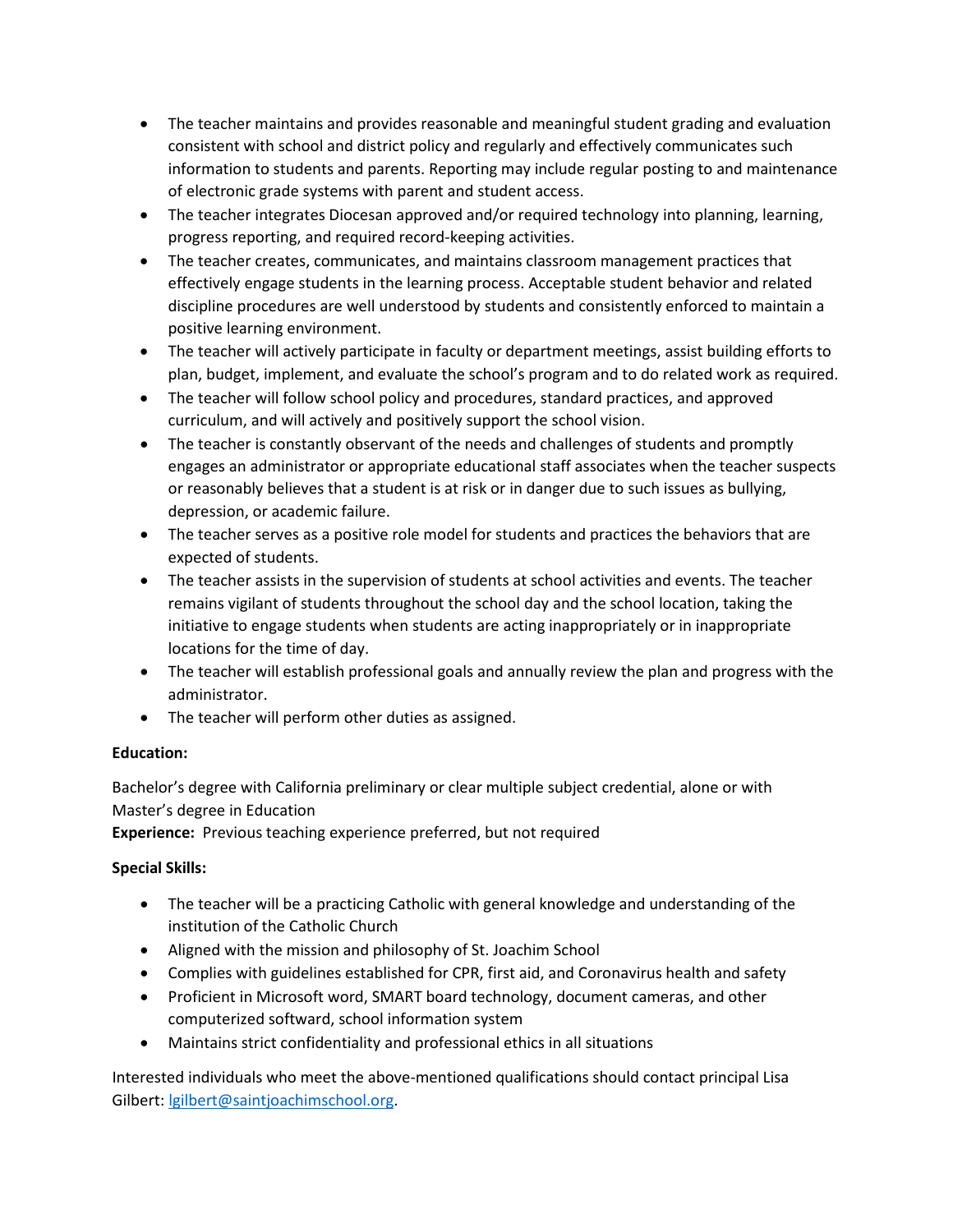- The teacher maintains and provides reasonable and meaningful student grading and evaluation consistent with school and district policy and regularly and effectively communicates such information to students and parents. Reporting may include regular posting to and maintenance of electronic grade systems with parent and student access.
- The teacher integrates Diocesan approved and/or required technology into planning, learning, progress reporting, and required record-keeping activities.
- The teacher creates, communicates, and maintains classroom management practices that effectively engage students in the learning process. Acceptable student behavior and related discipline procedures are well understood by students and consistently enforced to maintain a positive learning environment.
- The teacher will actively participate in faculty or department meetings, assist building efforts to plan, budget, implement, and evaluate the school's program and to do related work as required.
- The teacher will follow school policy and procedures, standard practices, and approved curriculum, and will actively and positively support the school vision.
- The teacher is constantly observant of the needs and challenges of students and promptly engages an administrator or appropriate educational staff associates when the teacher suspects or reasonably believes that a student is at risk or in danger due to such issues as bullying, depression, or academic failure.
- The teacher serves as a positive role model for students and practices the behaviors that are expected of students.
- The teacher assists in the supervision of students at school activities and events. The teacher remains vigilant of students throughout the school day and the school location, taking the initiative to engage students when students are acting inappropriately or in inappropriate locations for the time of day.
- The teacher will establish professional goals and annually review the plan and progress with the administrator.
- The teacher will perform other duties as assigned.

**Education:**

Bachelor's degree with California preliminary or clear multiple subject credential, alone or with Master's degree in Education

**Experience:** Previous teaching experience preferred, but not required

**Special Skills:**

- The teacher will be a practicing Catholic with general knowledge and understanding of the institution of the Catholic Church
- Aligned with the mission and philosophy of St. Joachim School
- Complies with guidelines established for CPR, first aid, and Coronavirus health and safety
- Proficient in Microsoft word, SMART board technology, document cameras, and other computerized softward, school information system
- Maintains strict confidentiality and professional ethics in all situations

Interested individuals who meet the above-mentioned qualifications should contact principal Lisa Gilbert: lgilbert@saintjoachimschool.org.